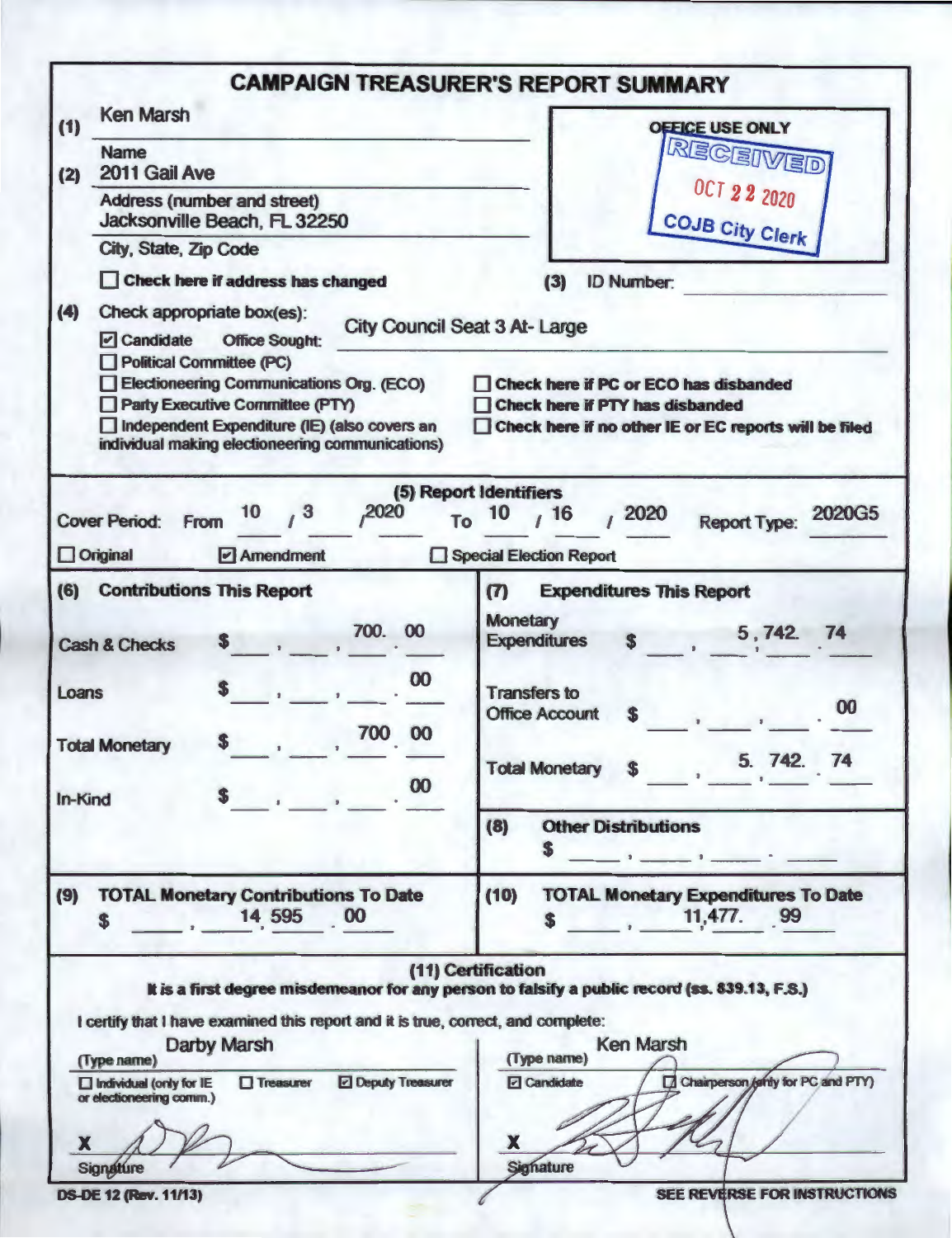# CAMPAIGN TREASURER'S REPORT SUMMARY

**(1)** Ken Marsh
Name

**(2)** 2011 Gail Ave
Address (number and street)

Jacksonville Beach, FL 32250
City, State, Zip Code

☐ **Check here if address has changed**

OFFICE USE ONLY
RECEIVED
OCT 22 2020
COJB City Clerk

**(3)** ID Number:

**(4)** Check appropriate box(es):

☑ Candidate Office Sought: City Council Seat 3 At- Large
☐ Political Committee (PC)
☐ Electioneering Communications Org. (ECO)
☐ Party Executive Committee (PTY)
☐ Independent Expenditure (IE) (also covers an individual making electioneering communications)

☐ **Check here if PC or ECO has disbanded**
☐ **Check here if PTY has disbanded**
☐ **Check here if no other IE or EC reports will be filed**

## (5) Report Identifiers

Cover Period: From 10 / 3 / 2020 To 10 / 16 / 2020 Report Type: 2020G5

☐ Original ☑ Amendment ☐ Special Election Report

| (6) Contributions This Report | | (7) Expenditures This Report | |
|---|---|---|---|
| Cash & Checks | $ 700.00 | Monetary Expenditures | $ 5,742.74 |
| Loans | $ .00 | Transfers to Office Account | $ .00 |
| Total Monetary | $ 700.00 | Total Monetary | $ 5.742.74 |
| In-Kind | $ .00 | | |

**(8) Other Distributions**
$

| (9) TOTAL Monetary Contributions To Date | (10) TOTAL Monetary Expenditures To Date |
|---|---|
| $ 14,595.00 | $ 11,477.99 |

## (11) Certification

**It is a first degree misdemeanor for any person to falsify a public record (ss. 839.13, F.S.)**

I certify that I have examined this report and it is true, correct, and complete:

Darby Marsh
(Type name)
☐ Individual (only for IE or electioneering comm.) ☐ Treasurer ☑ Deputy Treasurer
X [signature]
Signature

Ken Marsh
(Type name)
☑ Candidate ☐ Chairperson (only for PC and PTY)
X [signature]
Signature

DS-DE 12 (Rev. 11/13)

SEE REVERSE FOR INSTRUCTIONS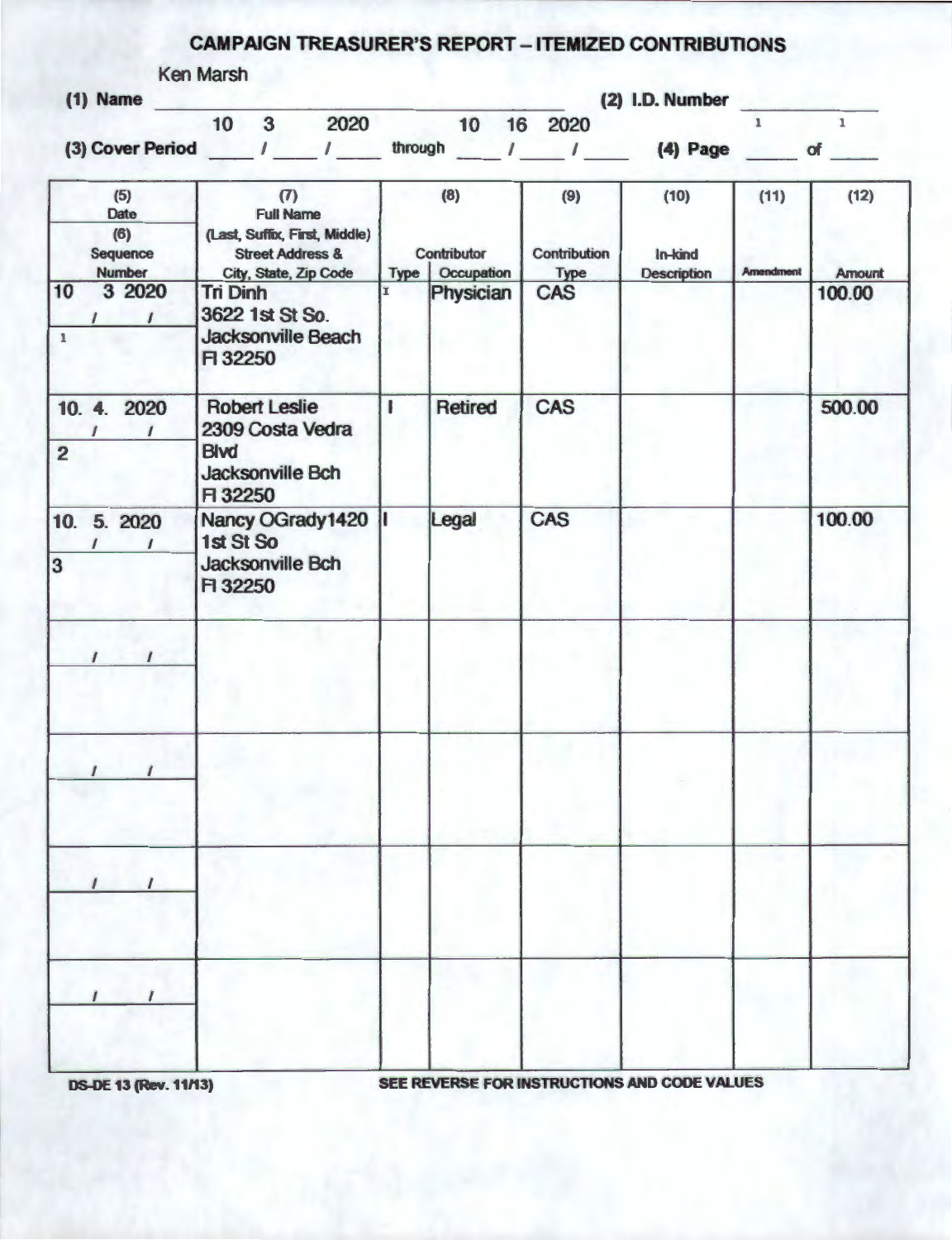# CAMPAIGN TREASURER'S REPORT – ITEMIZED CONTRIBUTIONS

**(1) Name** Ken Marsh **(2) I.D. Number** ______

**(3) Cover Period** 10 / 3 / 2020 through 10 / 16 / 2020 **(4) Page** 1 of 1

| (5) Date / (6) Sequence Number | (7) Full Name (Last, Suffix, First, Middle) Street Address & City, State, Zip Code | (8) Contributor Type | (8) Contributor Occupation | (9) Contribution Type | (10) In-kind Description | (11) Amendment | (12) Amount |
|---|---|---|---|---|---|---|---|
| 10/3/2020<br>1 | Tri Dinh<br>3622 1st St So.<br>Jacksonville Beach<br>Fl 32250 | I | Physician | CAS | | | 100.00 |
| 10/4/2020<br>2 | Robert Leslie<br>2309 Costa Vedra Blvd<br>Jacksonville Bch<br>Fl 32250 | I | Retired | CAS | | | 500.00 |
| 10/5/2020<br>3 | Nancy OGrady1420<br>1st St So<br>Jacksonville Bch<br>Fl 32250 | I | Legal | CAS | | | 100.00 |
| / / | | | | | | | |
| / / | | | | | | | |
| / / | | | | | | | |
| / / | | | | | | | |

DS-DE 13 (Rev. 11/13) SEE REVERSE FOR INSTRUCTIONS AND CODE VALUES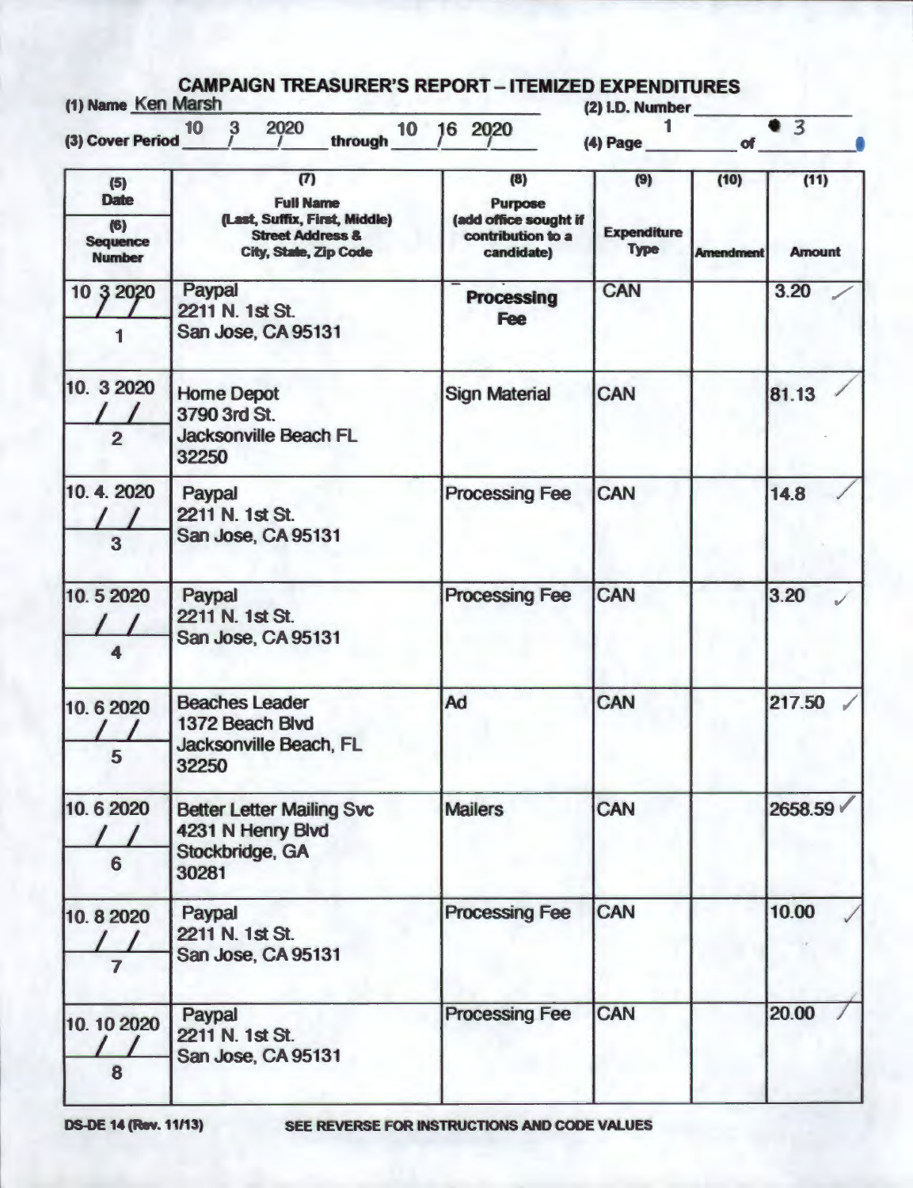# CAMPAIGN TREASURER'S REPORT – ITEMIZED EXPENDITURES

(1) Name Ken Marsh

(2) I.D. Number

(3) Cover Period 10 / 3 / 2020 through 10 / 16 / 2020

(4) Page 1 of 3

| (5) Date / (6) Sequence Number | (7) Full Name (Last, Suffix, First, Middle) Street Address & City, State, Zip Code | (8) Purpose (add office sought if contribution to a candidate) | (9) Expenditure Type | (10) Amendment | (11) Amount |
|---|---|---|---|---|---|
| 10 3 2020 / 1 | Paypal 2211 N. 1st St. San Jose, CA 95131 | Processing Fee | CAN | | 3.20 |
| 10. 3 2020 / 2 | Home Depot 3790 3rd St. Jacksonville Beach FL 32250 | Sign Material | CAN | | 81.13 |
| 10. 4. 2020 / 3 | Paypal 2211 N. 1st St. San Jose, CA 95131 | Processing Fee | CAN | | 14.8 |
| 10. 5 2020 / 4 | Paypal 2211 N. 1st St. San Jose, CA 95131 | Processing Fee | CAN | | 3.20 |
| 10. 6 2020 / 5 | Beaches Leader 1372 Beach Blvd Jacksonville Beach, FL 32250 | Ad | CAN | | 217.50 |
| 10. 6 2020 / 6 | Better Letter Mailing Svc 4231 N Henry Blvd Stockbridge, GA 30281 | Mailers | CAN | | 2658.59 |
| 10. 8 2020 / 7 | Paypal 2211 N. 1st St. San Jose, CA 95131 | Processing Fee | CAN | | 10.00 |
| 10. 10 2020 / 8 | Paypal 2211 N. 1st St. San Jose, CA 95131 | Processing Fee | CAN | | 20.00 |

DS-DE 14 (Rev. 11/13) SEE REVERSE FOR INSTRUCTIONS AND CODE VALUES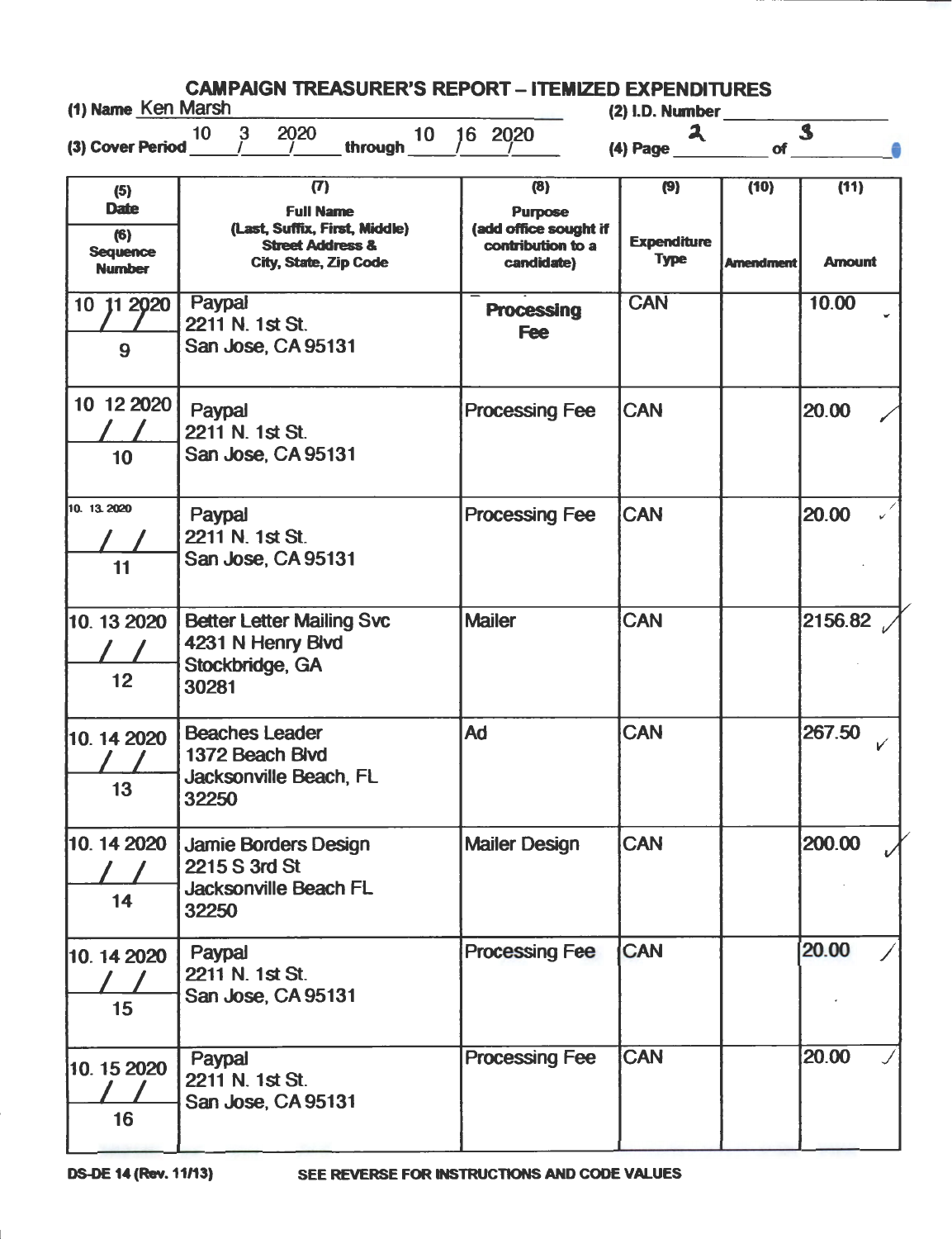# CAMPAIGN TREASURER'S REPORT – ITEMIZED EXPENDITURES

(1) Name Ken Marsh

(2) I.D. Number

(3) Cover Period 10 / 3 / 2020 through 10 / 16 / 2020

(4) Page 2 of 3

| (5) Date / (6) Sequence Number | (7) Full Name (Last, Suffix, First, Middle) Street Address & City, State, Zip Code | (8) Purpose (add office sought if contribution to a candidate) | (9) Expenditure Type | (10) Amendment | (11) Amount |
|---|---|---|---|---|---|
| 10 / 11 / 2020 <br> 9 | Paypal <br> 2211 N. 1st St. <br> San Jose, CA 95131 | Processing Fee | CAN | | 10.00 |
| 10 / 12 / 2020 <br> 10 | Paypal <br> 2211 N. 1st St. <br> San Jose, CA 95131 | Processing Fee | CAN | | 20.00 |
| 10 / 13 / 2020 <br> 11 | Paypal <br> 2211 N. 1st St. <br> San Jose, CA 95131 | Processing Fee | CAN | | 20.00 |
| 10 / 13 / 2020 <br> 12 | Better Letter Mailing Svc <br> 4231 N Henry Blvd <br> Stockbridge, GA <br> 30281 | Mailer | CAN | | 2156.82 |
| 10 / 14 / 2020 <br> 13 | Beaches Leader <br> 1372 Beach Blvd <br> Jacksonville Beach, FL <br> 32250 | Ad | CAN | | 267.50 |
| 10 / 14 / 2020 <br> 14 | Jamie Borders Design <br> 2215 S 3rd St <br> Jacksonville Beach FL <br> 32250 | Mailer Design | CAN | | 200.00 |
| 10 / 14 / 2020 <br> 15 | Paypal <br> 2211 N. 1st St. <br> San Jose, CA 95131 | Processing Fee | CAN | | 20.00 |
| 10 / 15 / 2020 <br> 16 | Paypal <br> 2211 N. 1st St. <br> San Jose, CA 95131 | Processing Fee | CAN | | 20.00 |

DS-DE 14 (Rev. 11/13) SEE REVERSE FOR INSTRUCTIONS AND CODE VALUES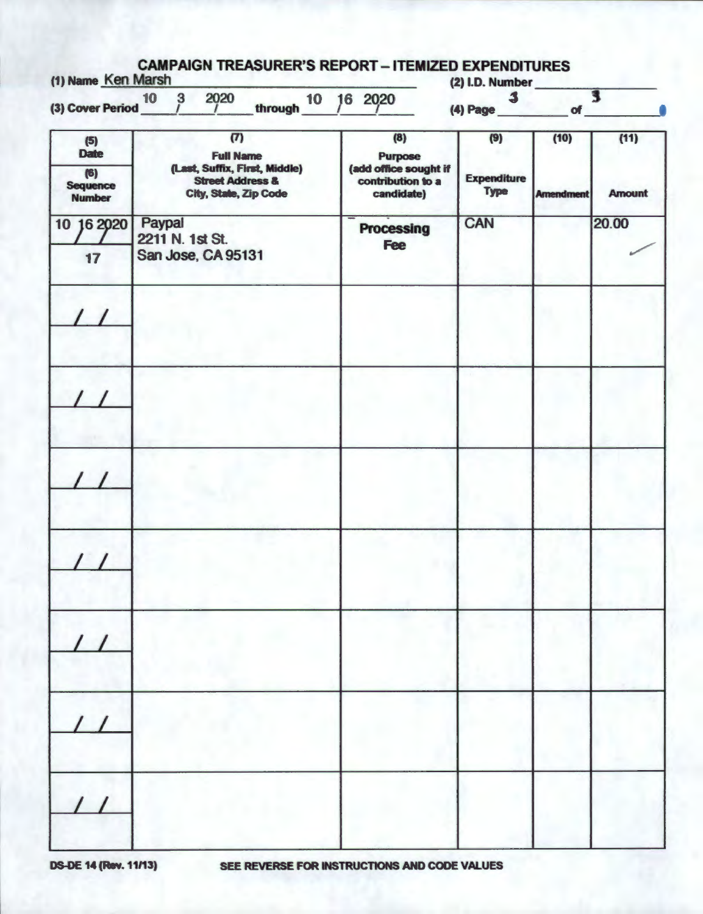# CAMPAIGN TREASURER'S REPORT – ITEMIZED EXPENDITURES

(1) Name Ken Marsh (2) I.D. Number

(3) Cover Period 10/3/2020 through 10/16/2020 (4) Page 3 of 3

| (5) Date / (6) Sequence Number | (7) Full Name (Last, Suffix, First, Middle) Street Address & City, State, Zip Code | (8) Purpose (add office sought if contribution to a candidate) | (9) Expenditure Type | (10) Amendment | (11) Amount |
|---|---|---|---|---|---|
| 10/16/2020 17 | Paypal 2211 N. 1st St. San Jose, CA 95131 | Processing Fee | CAN | | 20.00 |
| / / | | | | | |
| / / | | | | | |
| / / | | | | | |
| / / | | | | | |
| / / | | | | | |
| / / | | | | | |
| / / | | | | | |

DS-DE 14 (Rev. 11/13) SEE REVERSE FOR INSTRUCTIONS AND CODE VALUES